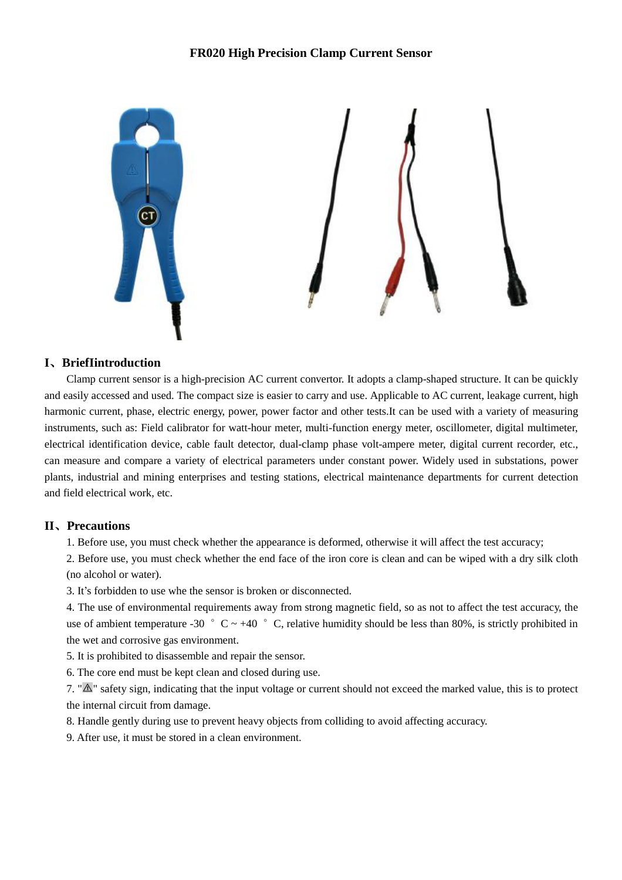# FR020 High Precision Clamp Current Sensor

## I、BriefIintroduction

Clamp current sensor is a high-precision AC current convertor. It adopts a clamp-shaped structure. It can be quickly and easily accessed and used. The compact size is easier to carry and use. Applicable to AC current, leakage current, high harmonic current, phase, electric energy, power, power factor and other tests.It can be used with a variety of measuring instruments, such as: Field calibrator for watt-hour meter, multi-function energy meter, oscillometer, digital multimeter, electrical identification device, cable fault detector, dual-clamp phase volt-ampere meter, digital current recorder, etc., can measure and compare a variety of electrical parameters under constant power. Widely used in substations, power plants, industrial and mining enterprises and testing stations, electrical maintenance departments for current detection and field electrical work, etc.

## II、Precautions

1. Before use, you must check whether the appearance is deformed, otherwise it will affect the test accuracy;
2. Before use, you must check whether the end face of the iron core is clean and can be wiped with a dry silk cloth (no alcohol or water).
3. It’s forbidden to use whe the sensor is broken or disconnected.
4. The use of environmental requirements away from strong magnetic field, so as not to affect the test accuracy, the use of ambient temperature -30 ° C ~ +40 ° C, relative humidity should be less than 80%, is strictly prohibited in the wet and corrosive gas environment.
5. It is prohibited to disassemble and repair the sensor.
6. The core end must be kept clean and closed during use.
7. "⚠" safety sign, indicating that the input voltage or current should not exceed the marked value, this is to protect the internal circuit from damage.
8. Handle gently during use to prevent heavy objects from colliding to avoid affecting accuracy.
9. After use, it must be stored in a clean environment.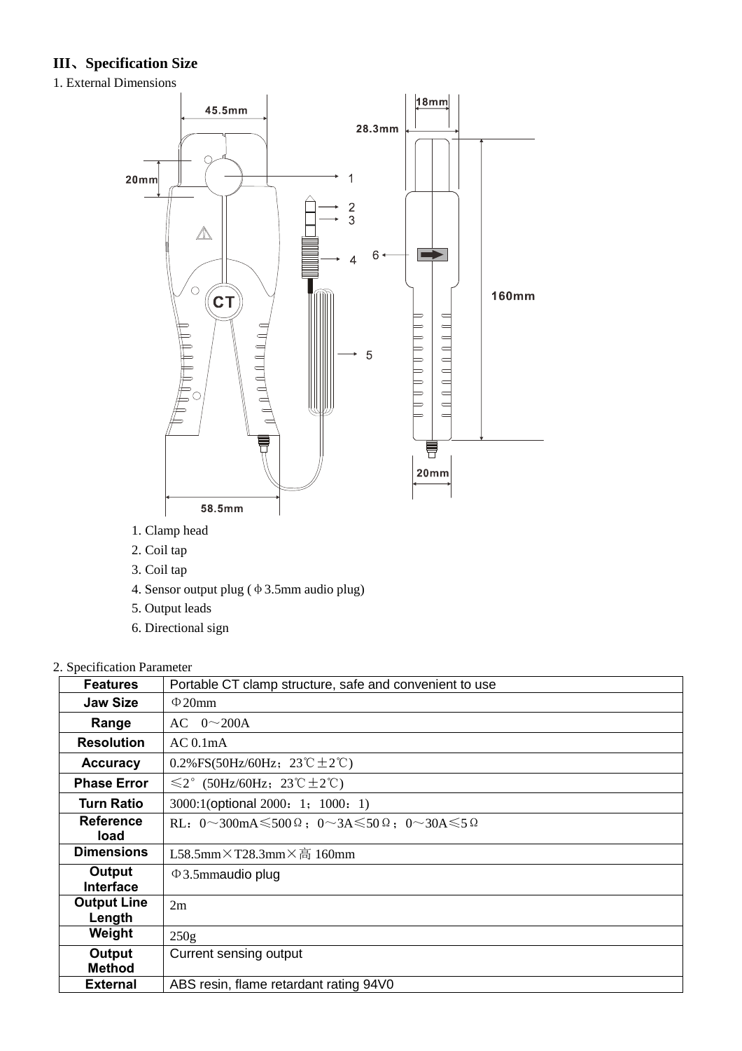### III、Specification Size

1. External Dimensions

1. Clamp head
2. Coil tap
3. Coil tap
4. Sensor output plug (φ3.5mm audio plug)
5. Output leads
6. Directional sign

2. Specification Parameter

| Features | Portable CT clamp structure, safe and convenient to use |
|---|---|
| Jaw Size | Φ20mm |
| Range | AC 0～200A |
| Resolution | AC 0.1mA |
| Accuracy | 0.2%FS(50Hz/60Hz；23℃±2℃) |
| Phase Error | ≤2°(50Hz/60Hz；23℃±2℃) |
| Turn Ratio | 3000:1(optional 2000：1；1000：1) |
| Reference load | RL：0～300mA≤500Ω；0～3A≤50Ω；0～30A≤5Ω |
| Dimensions | L58.5mm×T28.3mm×高 160mm |
| Output Interface | Φ3.5mmaudio plug |
| Output Line Length | 2m |
| Weight | 250g |
| Output Method | Current sensing output |
| External | ABS resin, flame retardant rating 94V0 |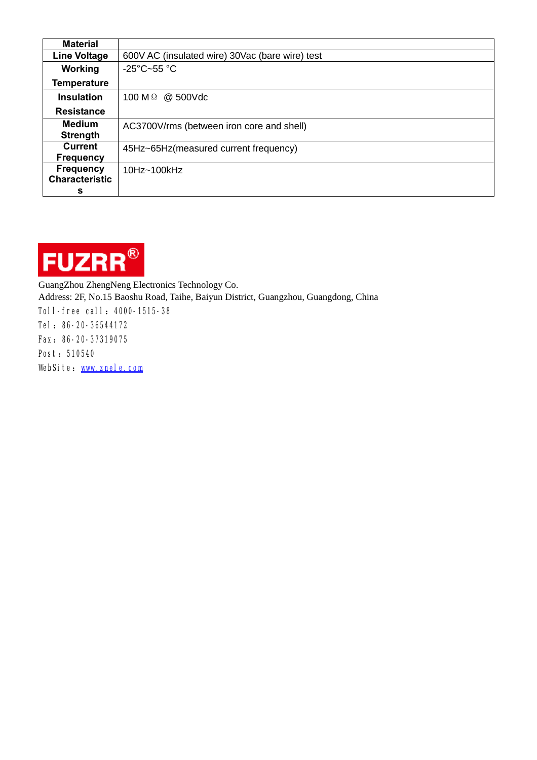| | |
|---|---|
| **Material** | |
| **Line Voltage** | 600V AC (insulated wire) 30Vac (bare wire) test |
| **Working Temperature** | -25°C~55 °C |
| **Insulation Resistance** | 100 MΩ @ 500Vdc |
| **Medium Strength** | AC3700V/rms (between iron core and shell) |
| **Current Frequency** | 45Hz~65Hz(measured current frequency) |
| **Frequency Characteristics** | 10Hz~100kHz |

FUZRR®

GuangZhou ZhengNeng Electronics Technology Co.

Address: 2F, No.15 Baoshu Road, Taihe, Baiyun District, Guangzhou, Guangdong, China

Toll-free call：4000-1515-38

Tel：86-20-36544172

Fax：86-20-37319075

Post：510540

WebSite：www.znele.com